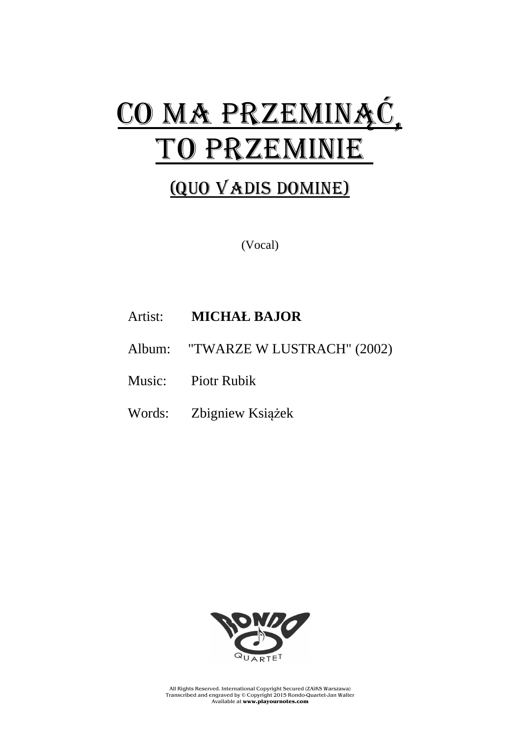# CO MA PRZEMINĄĆ, TO PRZEMINIE

## (QUO VADIS DOMINE)

(Vocal)

Artist: **MICHAŁ BAJOR**

Album: "TWARZE W LUSTRACH" (2002)

Music: Piotr Rubik

Words: Zbigniew Książek

RONDO QUARTET

All Rights Reserved. International Copyright Secured (ZAiKS Warszawa)
Transcribed and engraved by © Copyright 2015 Rondo-Quartet-Jan Walter
Available at **www.playournotes.com**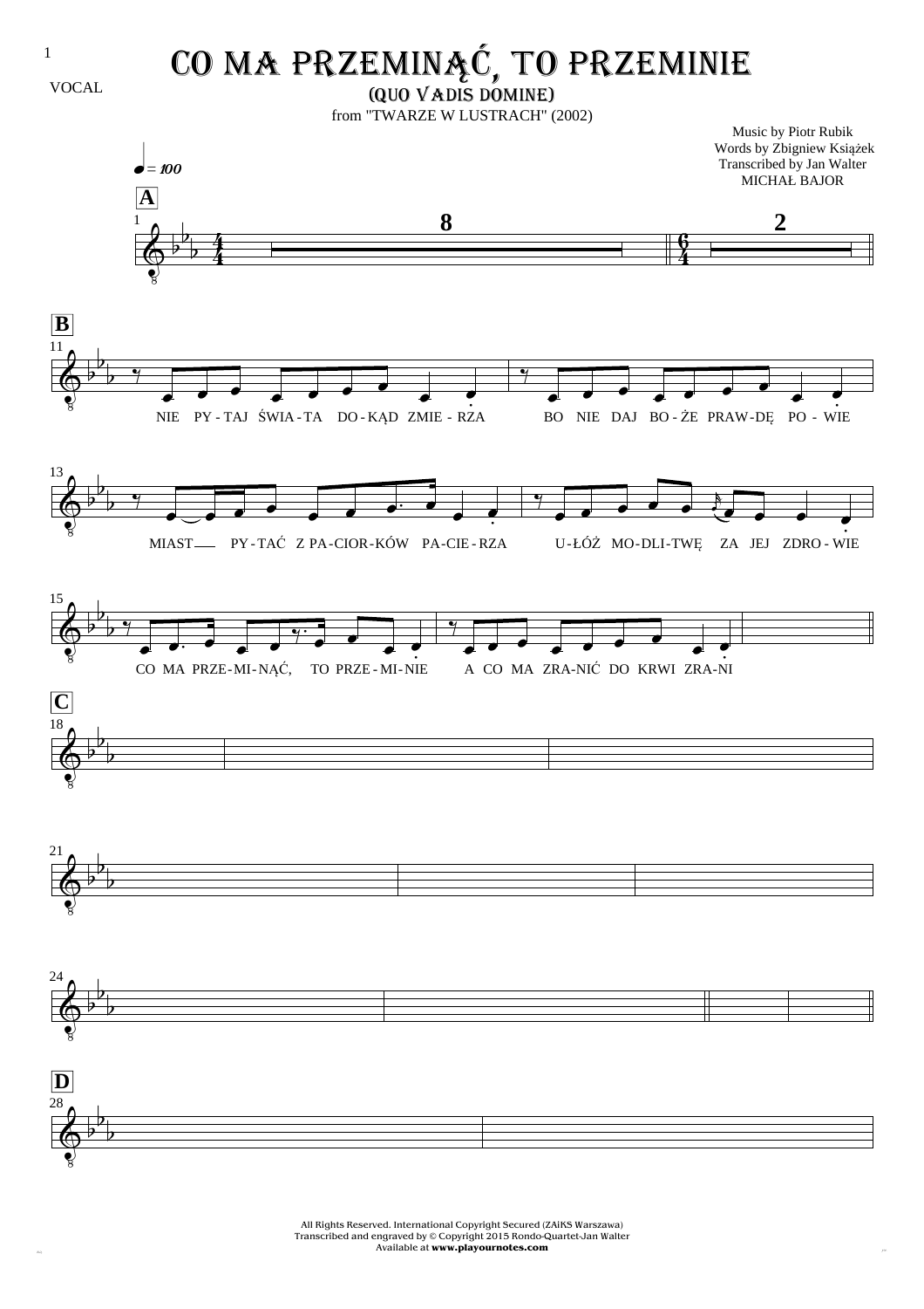# CO MA PRZEMINĄĆ, TO PRZEMINIE

## (QUO VADIS DOMINE)

from "TWARZE W LUSTRACH" (2002)

VOCAL

Music by Piotr Rubik
Words by Zbigniew Książek
Transcribed by Jan Walter
MICHAŁ BAJOR

♩ = 100

**A**

**B**

NIE PY - TAJ ŚWIA - TA DO - KĄD ZMIE - RZA BO NIE DAJ BO - ŻE PRAW - DĘ PO - WIE

MIAST PY - TAĆ Z PA - CIOR - KÓW PA - CIE - RZA U - ŁÓŻ MO - DLI - TWĘ ZA JEJ ZDRO - WIE

CO MA PRZE - MI - NĄĆ, TO PRZE - MI - NIE A CO MA ZRA - NIĆ DO KRWI ZRA - NI

**C**

**D**

All Rights Reserved. International Copyright Secured (ZAiKS Warszawa)
Transcribed and engraved by © Copyright 2015 Rondo-Quartet-Jan Walter
Available at **www.playournotes.com**